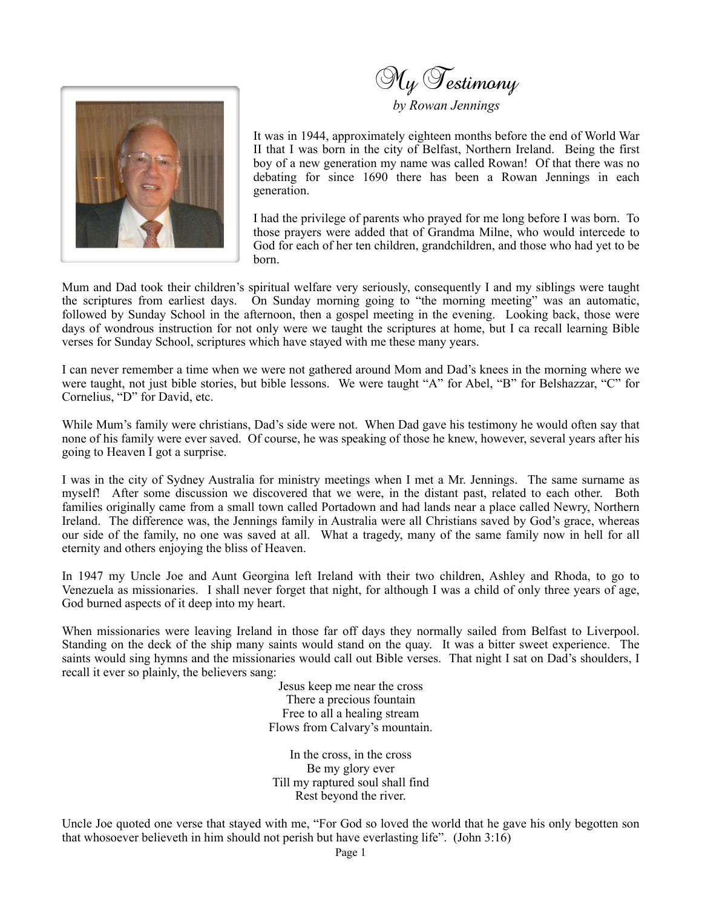# My Testimony

*by Rowan Jennings*

It was in 1944, approximately eighteen months before the end of World War II that I was born in the city of Belfast, Northern Ireland. Being the first boy of a new generation my name was called Rowan! Of that there was no debating for since 1690 there has been a Rowan Jennings in each generation.

I had the privilege of parents who prayed for me long before I was born. To those prayers were added that of Grandma Milne, who would intercede to God for each of her ten children, grandchildren, and those who had yet to be born.

Mum and Dad took their children's spiritual welfare very seriously, consequently I and my siblings were taught the scriptures from earliest days. On Sunday morning going to "the morning meeting" was an automatic, followed by Sunday School in the afternoon, then a gospel meeting in the evening. Looking back, those were days of wondrous instruction for not only were we taught the scriptures at home, but I ca recall learning Bible verses for Sunday School, scriptures which have stayed with me these many years.

I can never remember a time when we were not gathered around Mom and Dad's knees in the morning where we were taught, not just bible stories, but bible lessons. We were taught "A" for Abel, "B" for Belshazzar, "C" for Cornelius, "D" for David, etc.

While Mum's family were christians, Dad's side were not. When Dad gave his testimony he would often say that none of his family were ever saved. Of course, he was speaking of those he knew, however, several years after his going to Heaven I got a surprise.

I was in the city of Sydney Australia for ministry meetings when I met a Mr. Jennings. The same surname as myself! After some discussion we discovered that we were, in the distant past, related to each other. Both families originally came from a small town called Portadown and had lands near a place called Newry, Northern Ireland. The difference was, the Jennings family in Australia were all Christians saved by God's grace, whereas our side of the family, no one was saved at all. What a tragedy, many of the same family now in hell for all eternity and others enjoying the bliss of Heaven.

In 1947 my Uncle Joe and Aunt Georgina left Ireland with their two children, Ashley and Rhoda, to go to Venezuela as missionaries. I shall never forget that night, for although I was a child of only three years of age, God burned aspects of it deep into my heart.

When missionaries were leaving Ireland in those far off days they normally sailed from Belfast to Liverpool. Standing on the deck of the ship many saints would stand on the quay. It was a bitter sweet experience. The saints would sing hymns and the missionaries would call out Bible verses. That night I sat on Dad's shoulders, I recall it ever so plainly, the believers sang:

Jesus keep me near the cross  
There a precious fountain  
Free to all a healing stream  
Flows from Calvary's mountain.

In the cross, in the cross  
Be my glory ever  
Till my raptured soul shall find  
Rest beyond the river.

Uncle Joe quoted one verse that stayed with me, "For God so loved the world that he gave his only begotten son that whosoever believeth in him should not perish but have everlasting life". (John 3:16)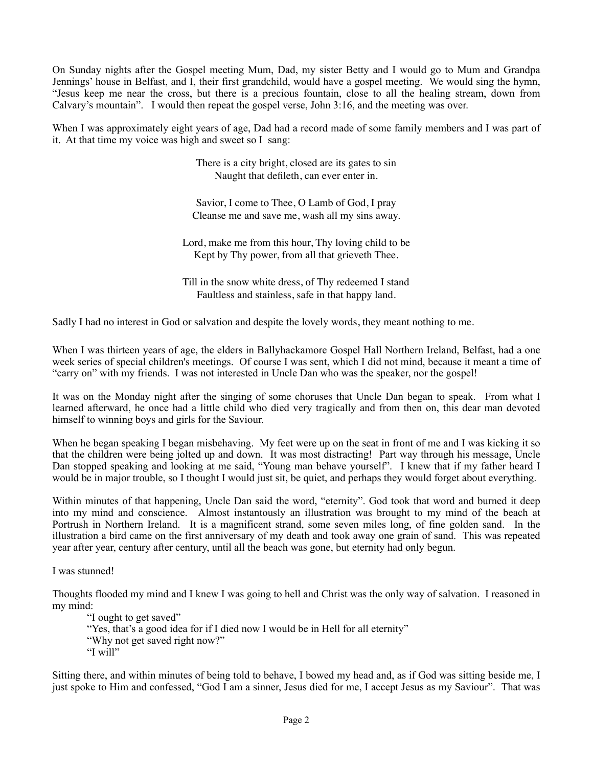On Sunday nights after the Gospel meeting Mum, Dad, my sister Betty and I would go to Mum and Grandpa Jennings' house in Belfast, and I, their first grandchild, would have a gospel meeting. We would sing the hymn, "Jesus keep me near the cross, but there is a precious fountain, close to all the healing stream, down from Calvary's mountain". I would then repeat the gospel verse, John 3:16, and the meeting was over.

When I was approximately eight years of age, Dad had a record made of some family members and I was part of it. At that time my voice was high and sweet so I sang:

> There is a city bright, closed are its gates to sin
> Naught that defileth, can ever enter in.
>
> Savior, I come to Thee, O Lamb of God, I pray
> Cleanse me and save me, wash all my sins away.
>
> Lord, make me from this hour, Thy loving child to be
> Kept by Thy power, from all that grieveth Thee.
>
> Till in the snow white dress, of Thy redeemed I stand
> Faultless and stainless, safe in that happy land.

Sadly I had no interest in God or salvation and despite the lovely words, they meant nothing to me.

When I was thirteen years of age, the elders in Ballyhackamore Gospel Hall Northern Ireland, Belfast, had a one week series of special children's meetings. Of course I was sent, which I did not mind, because it meant a time of "carry on" with my friends. I was not interested in Uncle Dan who was the speaker, nor the gospel!

It was on the Monday night after the singing of some choruses that Uncle Dan began to speak. From what I learned afterward, he once had a little child who died very tragically and from then on, this dear man devoted himself to winning boys and girls for the Saviour.

When he began speaking I began misbehaving. My feet were up on the seat in front of me and I was kicking it so that the children were being jolted up and down. It was most distracting! Part way through his message, Uncle Dan stopped speaking and looking at me said, "Young man behave yourself". I knew that if my father heard I would be in major trouble, so I thought I would just sit, be quiet, and perhaps they would forget about everything.

Within minutes of that happening, Uncle Dan said the word, "eternity". God took that word and burned it deep into my mind and conscience. Almost instantously an illustration was brought to my mind of the beach at Portrush in Northern Ireland. It is a magnificent strand, some seven miles long, of fine golden sand. In the illustration a bird came on the first anniversary of my death and took away one grain of sand. This was repeated year after year, century after century, until all the beach was gone, <u>but eternity had only begun</u>.

I was stunned!

Thoughts flooded my mind and I knew I was going to hell and Christ was the only way of salvation. I reasoned in my mind:

> "I ought to get saved"
> "Yes, that's a good idea for if I died now I would be in Hell for all eternity"
> "Why not get saved right now?"
> "I will"

Sitting there, and within minutes of being told to behave, I bowed my head and, as if God was sitting beside me, I just spoke to Him and confessed, "God I am a sinner, Jesus died for me, I accept Jesus as my Saviour". That was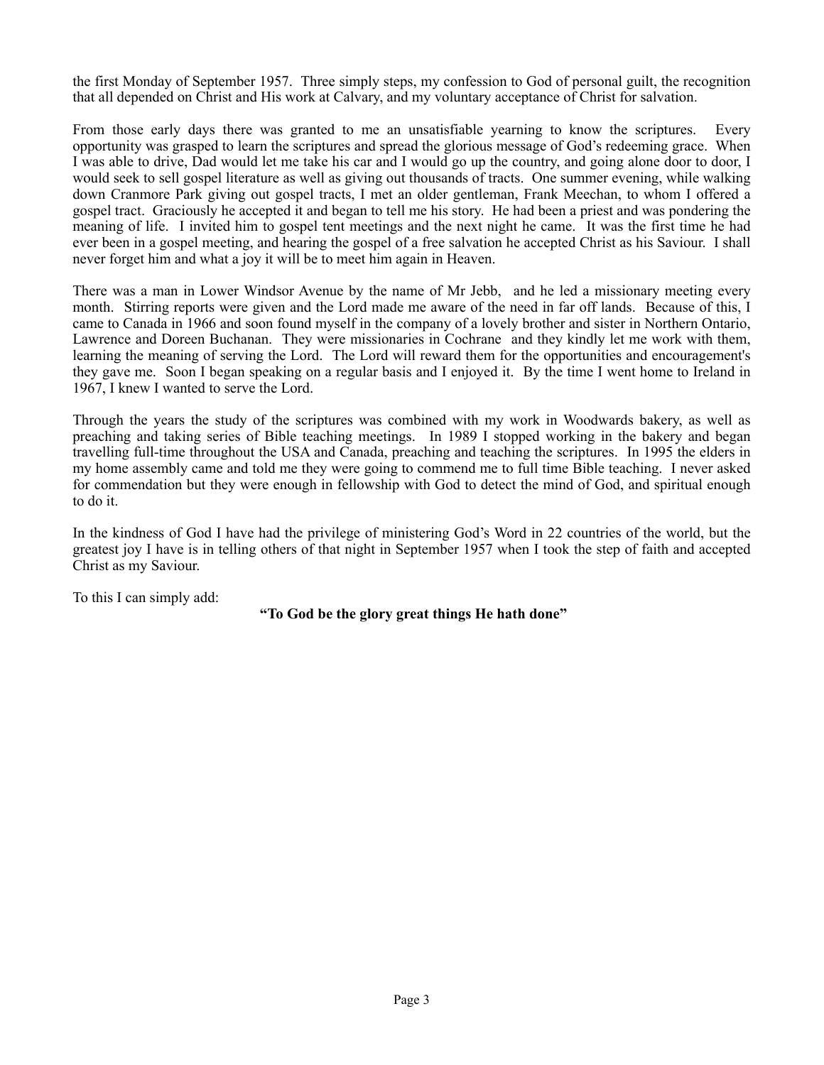the first Monday of September 1957. Three simply steps, my confession to God of personal guilt, the recognition that all depended on Christ and His work at Calvary, and my voluntary acceptance of Christ for salvation.

From those early days there was granted to me an unsatisfiable yearning to know the scriptures. Every opportunity was grasped to learn the scriptures and spread the glorious message of God's redeeming grace. When I was able to drive, Dad would let me take his car and I would go up the country, and going alone door to door, I would seek to sell gospel literature as well as giving out thousands of tracts. One summer evening, while walking down Cranmore Park giving out gospel tracts, I met an older gentleman, Frank Meechan, to whom I offered a gospel tract. Graciously he accepted it and began to tell me his story. He had been a priest and was pondering the meaning of life. I invited him to gospel tent meetings and the next night he came. It was the first time he had ever been in a gospel meeting, and hearing the gospel of a free salvation he accepted Christ as his Saviour. I shall never forget him and what a joy it will be to meet him again in Heaven.

There was a man in Lower Windsor Avenue by the name of Mr Jebb, and he led a missionary meeting every month. Stirring reports were given and the Lord made me aware of the need in far off lands. Because of this, I came to Canada in 1966 and soon found myself in the company of a lovely brother and sister in Northern Ontario, Lawrence and Doreen Buchanan. They were missionaries in Cochrane and they kindly let me work with them, learning the meaning of serving the Lord. The Lord will reward them for the opportunities and encouragement's they gave me. Soon I began speaking on a regular basis and I enjoyed it. By the time I went home to Ireland in 1967, I knew I wanted to serve the Lord.

Through the years the study of the scriptures was combined with my work in Woodwards bakery, as well as preaching and taking series of Bible teaching meetings. In 1989 I stopped working in the bakery and began travelling full-time throughout the USA and Canada, preaching and teaching the scriptures. In 1995 the elders in my home assembly came and told me they were going to commend me to full time Bible teaching. I never asked for commendation but they were enough in fellowship with God to detect the mind of God, and spiritual enough to do it.

In the kindness of God I have had the privilege of ministering God's Word in 22 countries of the world, but the greatest joy I have is in telling others of that night in September 1957 when I took the step of faith and accepted Christ as my Saviour.

To this I can simply add:

**"To God be the glory great things He hath done"**